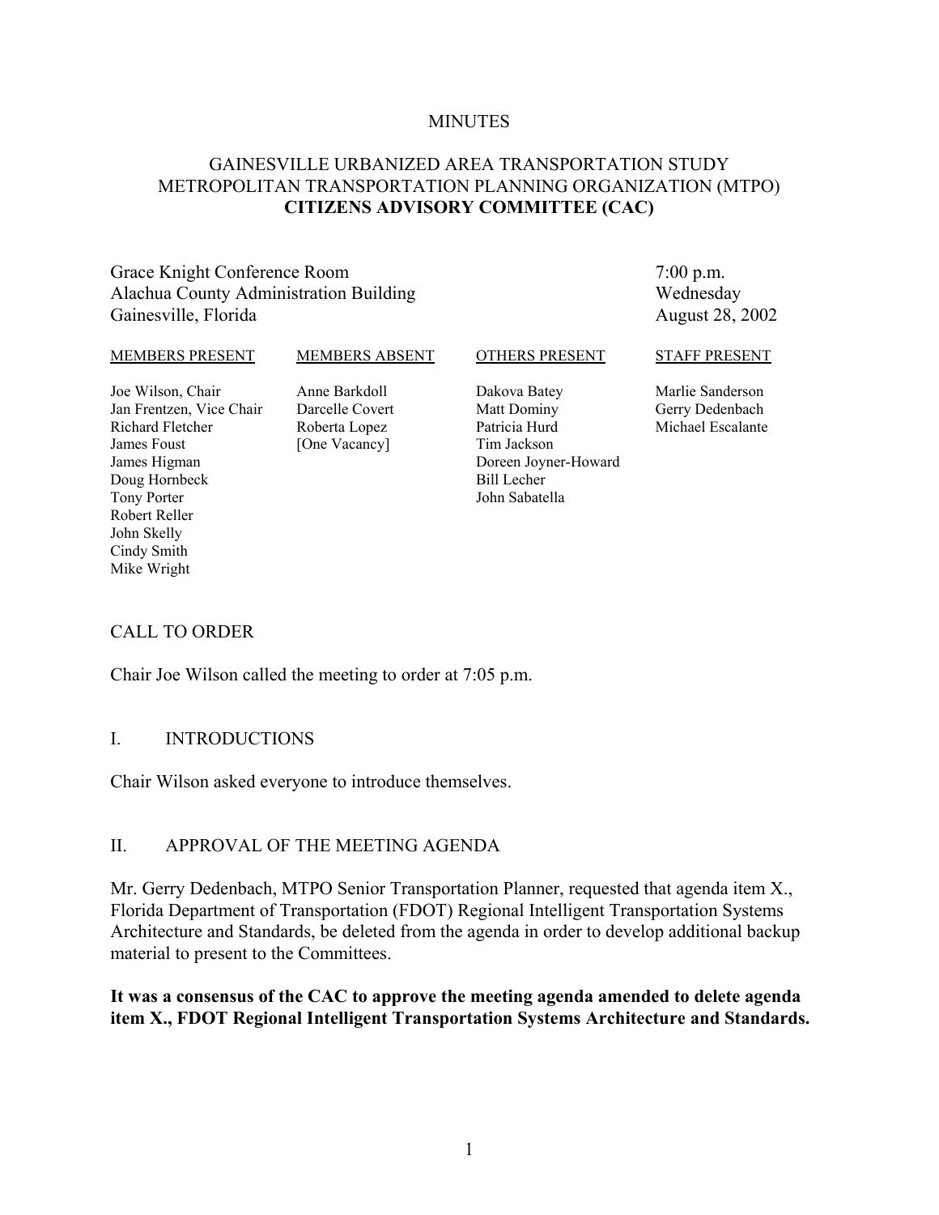MINUTES

# GAINESVILLE URBANIZED AREA TRANSPORTATION STUDY
# METROPOLITAN TRANSPORTATION PLANNING ORGANIZATION (MTPO)
# **CITIZENS ADVISORY COMMITTEE (CAC)**

Grace Knight Conference Room  
Alachua County Administration Building  
Gainesville, Florida

7:00 p.m.  
Wednesday  
August 28, 2002

| MEMBERS PRESENT | MEMBERS ABSENT | OTHERS PRESENT | STAFF PRESENT |
|---|---|---|---|
| Joe Wilson, Chair | Anne Barkdoll | Dakova Batey | Marlie Sanderson |
| Jan Frentzen, Vice Chair | Darcelle Covert | Matt Dominy | Gerry Dedenbach |
| Richard Fletcher | Roberta Lopez | Patricia Hurd | Michael Escalante |
| James Foust | [One Vacancy] | Tim Jackson | |
| James Higman | | Doreen Joyner-Howard | |
| Doug Hornbeck | | Bill Lecher | |
| Tony Porter | | John Sabatella | |
| Robert Reller | | | |
| John Skelly | | | |
| Cindy Smith | | | |
| Mike Wright | | | |

## CALL TO ORDER

Chair Joe Wilson called the meeting to order at 7:05 p.m.

## I. INTRODUCTIONS

Chair Wilson asked everyone to introduce themselves.

## II. APPROVAL OF THE MEETING AGENDA

Mr. Gerry Dedenbach, MTPO Senior Transportation Planner, requested that agenda item X., Florida Department of Transportation (FDOT) Regional Intelligent Transportation Systems Architecture and Standards, be deleted from the agenda in order to develop additional backup material to present to the Committees.

**It was a consensus of the CAC to approve the meeting agenda amended to delete agenda item X., FDOT Regional Intelligent Transportation Systems Architecture and Standards.**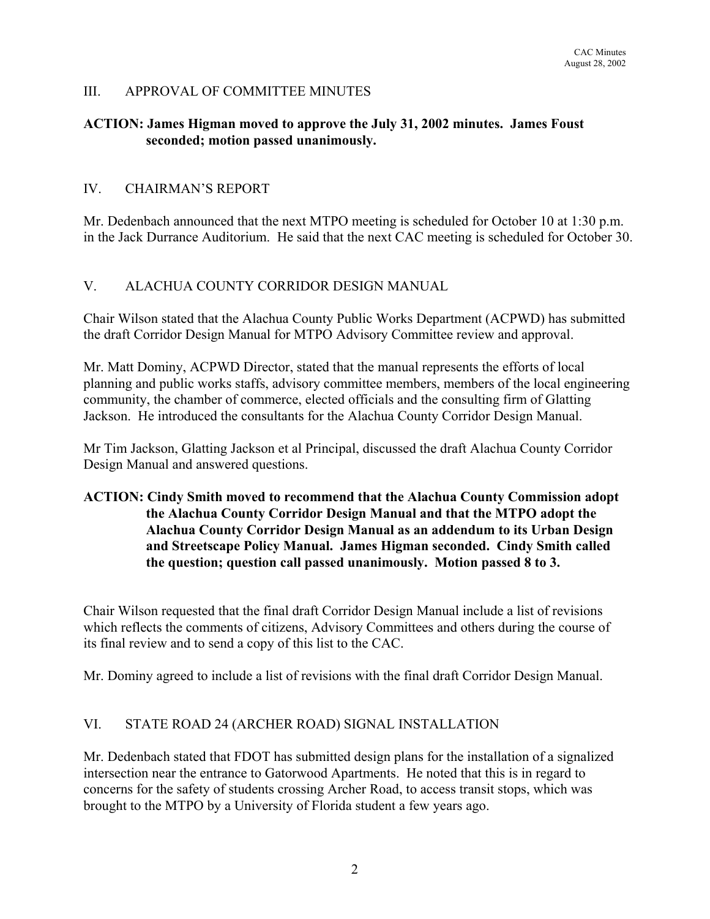## III. APPROVAL OF COMMITTEE MINUTES

**ACTION: James Higman moved to approve the July 31, 2002 minutes. James Foust seconded; motion passed unanimously.**

## IV. CHAIRMAN'S REPORT

Mr. Dedenbach announced that the next MTPO meeting is scheduled for October 10 at 1:30 p.m. in the Jack Durrance Auditorium. He said that the next CAC meeting is scheduled for October 30.

## V. ALACHUA COUNTY CORRIDOR DESIGN MANUAL

Chair Wilson stated that the Alachua County Public Works Department (ACPWD) has submitted the draft Corridor Design Manual for MTPO Advisory Committee review and approval.

Mr. Matt Dominy, ACPWD Director, stated that the manual represents the efforts of local planning and public works staffs, advisory committee members, members of the local engineering community, the chamber of commerce, elected officials and the consulting firm of Glatting Jackson. He introduced the consultants for the Alachua County Corridor Design Manual.

Mr Tim Jackson, Glatting Jackson et al Principal, discussed the draft Alachua County Corridor Design Manual and answered questions.

**ACTION: Cindy Smith moved to recommend that the Alachua County Commission adopt the Alachua County Corridor Design Manual and that the MTPO adopt the Alachua County Corridor Design Manual as an addendum to its Urban Design and Streetscape Policy Manual. James Higman seconded. Cindy Smith called the question; question call passed unanimously. Motion passed 8 to 3.**

Chair Wilson requested that the final draft Corridor Design Manual include a list of revisions which reflects the comments of citizens, Advisory Committees and others during the course of its final review and to send a copy of this list to the CAC.

Mr. Dominy agreed to include a list of revisions with the final draft Corridor Design Manual.

## VI. STATE ROAD 24 (ARCHER ROAD) SIGNAL INSTALLATION

Mr. Dedenbach stated that FDOT has submitted design plans for the installation of a signalized intersection near the entrance to Gatorwood Apartments. He noted that this is in regard to concerns for the safety of students crossing Archer Road, to access transit stops, which was brought to the MTPO by a University of Florida student a few years ago.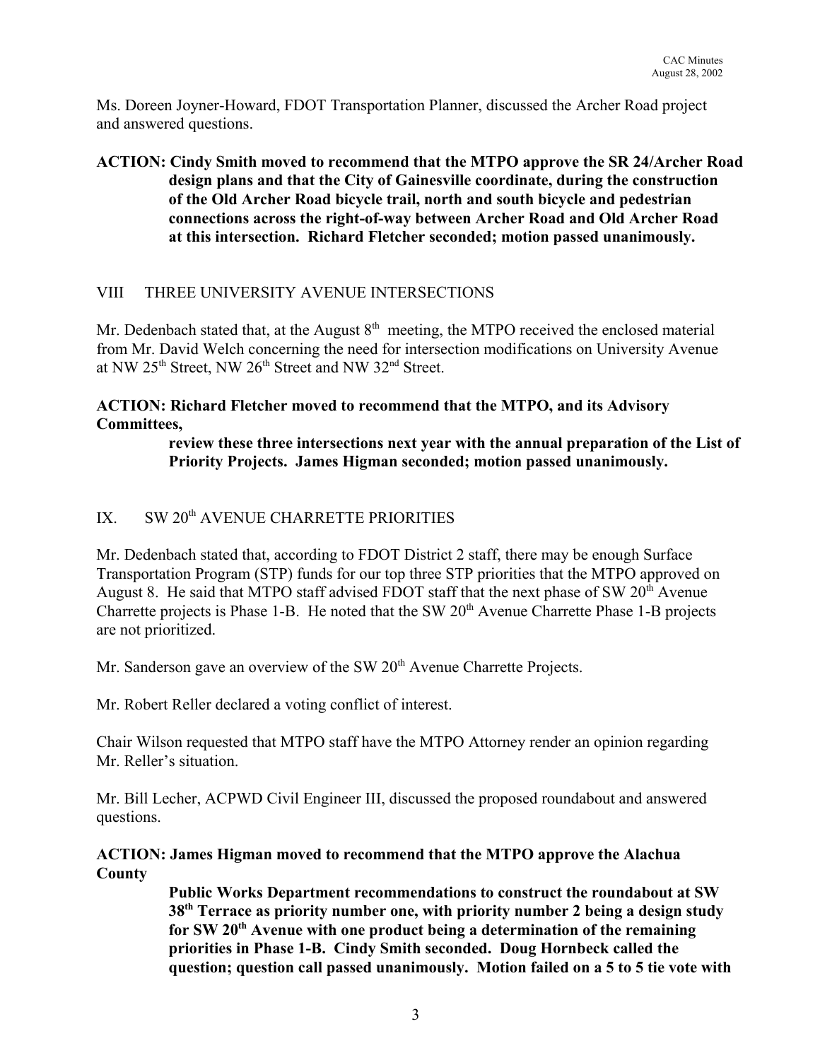Ms. Doreen Joyner-Howard, FDOT Transportation Planner, discussed the Archer Road project and answered questions.

**ACTION: Cindy Smith moved to recommend that the MTPO approve the SR 24/Archer Road design plans and that the City of Gainesville coordinate, during the construction of the Old Archer Road bicycle trail, north and south bicycle and pedestrian connections across the right-of-way between Archer Road and Old Archer Road at this intersection. Richard Fletcher seconded; motion passed unanimously.**

## VIII THREE UNIVERSITY AVENUE INTERSECTIONS

Mr. Dedenbach stated that, at the August 8th meeting, the MTPO received the enclosed material from Mr. David Welch concerning the need for intersection modifications on University Avenue at NW 25th Street, NW 26th Street and NW 32nd Street.

**ACTION: Richard Fletcher moved to recommend that the MTPO, and its Advisory Committees, review these three intersections next year with the annual preparation of the List of Priority Projects. James Higman seconded; motion passed unanimously.**

## IX. SW 20th AVENUE CHARRETTE PRIORITIES

Mr. Dedenbach stated that, according to FDOT District 2 staff, there may be enough Surface Transportation Program (STP) funds for our top three STP priorities that the MTPO approved on August 8. He said that MTPO staff advised FDOT staff that the next phase of SW 20th Avenue Charrette projects is Phase 1-B. He noted that the SW 20th Avenue Charrette Phase 1-B projects are not prioritized.

Mr. Sanderson gave an overview of the SW 20th Avenue Charrette Projects.

Mr. Robert Reller declared a voting conflict of interest.

Chair Wilson requested that MTPO staff have the MTPO Attorney render an opinion regarding Mr. Reller's situation.

Mr. Bill Lecher, ACPWD Civil Engineer III, discussed the proposed roundabout and answered questions.

**ACTION: James Higman moved to recommend that the MTPO approve the Alachua County Public Works Department recommendations to construct the roundabout at SW 38th Terrace as priority number one, with priority number 2 being a design study for SW 20th Avenue with one product being a determination of the remaining priorities in Phase 1-B. Cindy Smith seconded. Doug Hornbeck called the question; question call passed unanimously. Motion failed on a 5 to 5 tie vote with**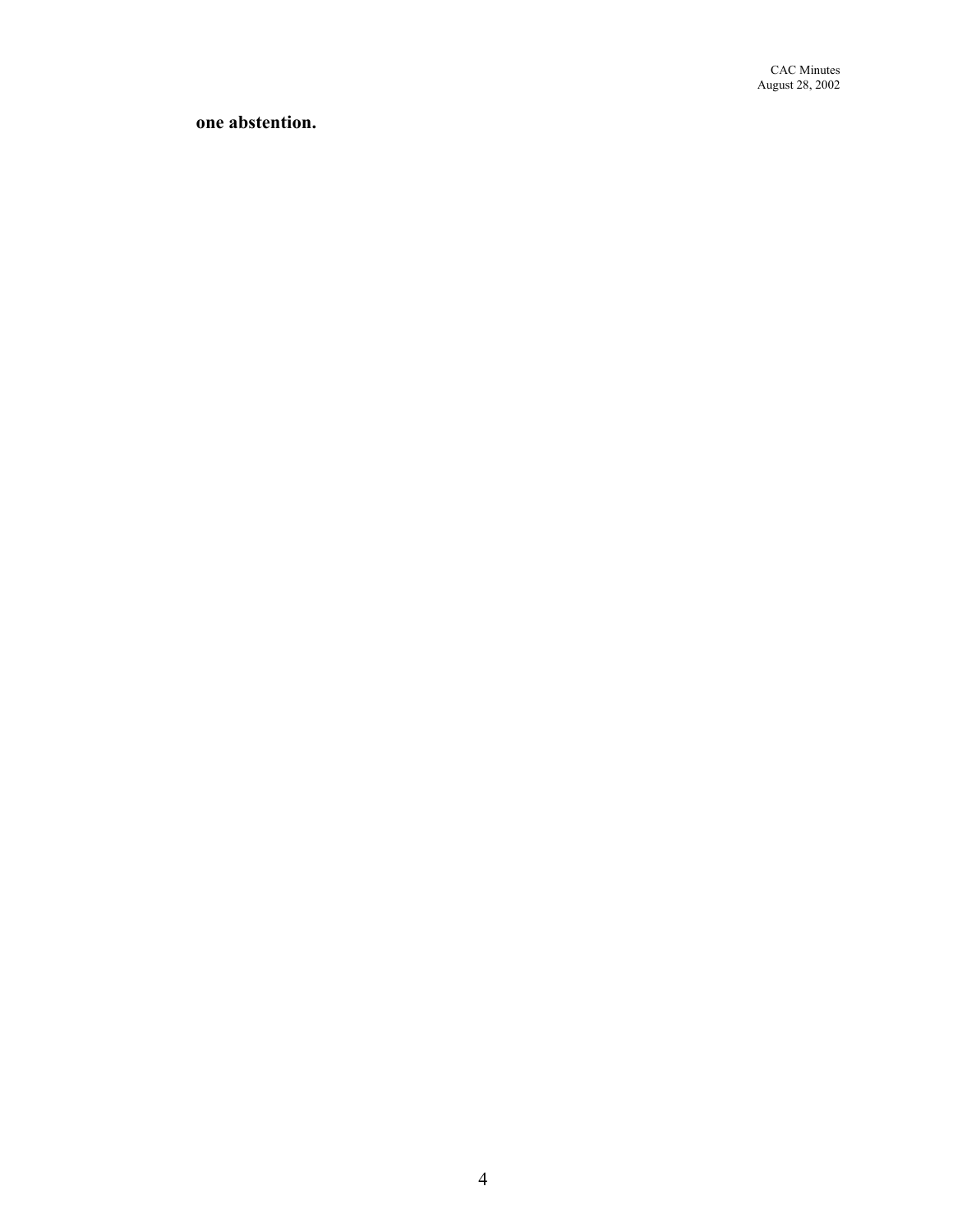**one abstention.**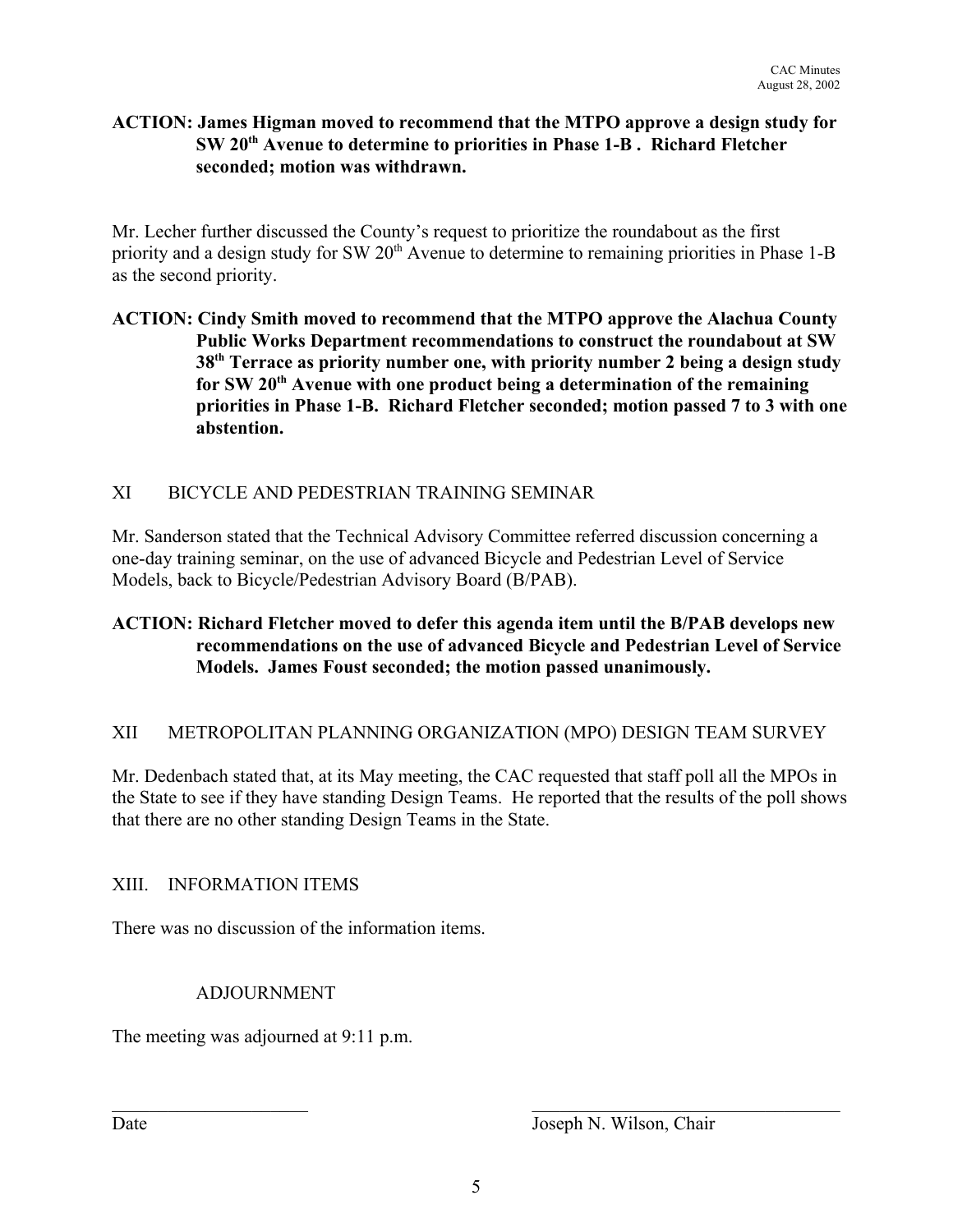**ACTION: James Higman moved to recommend that the MTPO approve a design study for SW 20th Avenue to determine to priorities in Phase 1-B . Richard Fletcher seconded; motion was withdrawn.**

Mr. Lecher further discussed the County's request to prioritize the roundabout as the first priority and a design study for SW 20th Avenue to determine to remaining priorities in Phase 1-B as the second priority.

**ACTION: Cindy Smith moved to recommend that the MTPO approve the Alachua County Public Works Department recommendations to construct the roundabout at SW 38th Terrace as priority number one, with priority number 2 being a design study for SW 20th Avenue with one product being a determination of the remaining priorities in Phase 1-B. Richard Fletcher seconded; motion passed 7 to 3 with one abstention.**

## XI BICYCLE AND PEDESTRIAN TRAINING SEMINAR

Mr. Sanderson stated that the Technical Advisory Committee referred discussion concerning a one-day training seminar, on the use of advanced Bicycle and Pedestrian Level of Service Models, back to Bicycle/Pedestrian Advisory Board (B/PAB).

**ACTION: Richard Fletcher moved to defer this agenda item until the B/PAB develops new recommendations on the use of advanced Bicycle and Pedestrian Level of Service Models. James Foust seconded; the motion passed unanimously.**

## XII METROPOLITAN PLANNING ORGANIZATION (MPO) DESIGN TEAM SURVEY

Mr. Dedenbach stated that, at its May meeting, the CAC requested that staff poll all the MPOs in the State to see if they have standing Design Teams. He reported that the results of the poll shows that there are no other standing Design Teams in the State.

## XIII. INFORMATION ITEMS

There was no discussion of the information items.

## ADJOURNMENT

The meeting was adjourned at 9:11 p.m.

\_\_\_\_\_\_\_\_\_\_\_\_\_\_\_\_\_\_\_\_\_\_ \_\_\_\_\_\_\_\_\_\_\_\_\_\_\_\_\_\_\_\_\_\_\_\_\_\_\_\_\_\_\_\_\_\_

Date Joseph N. Wilson, Chair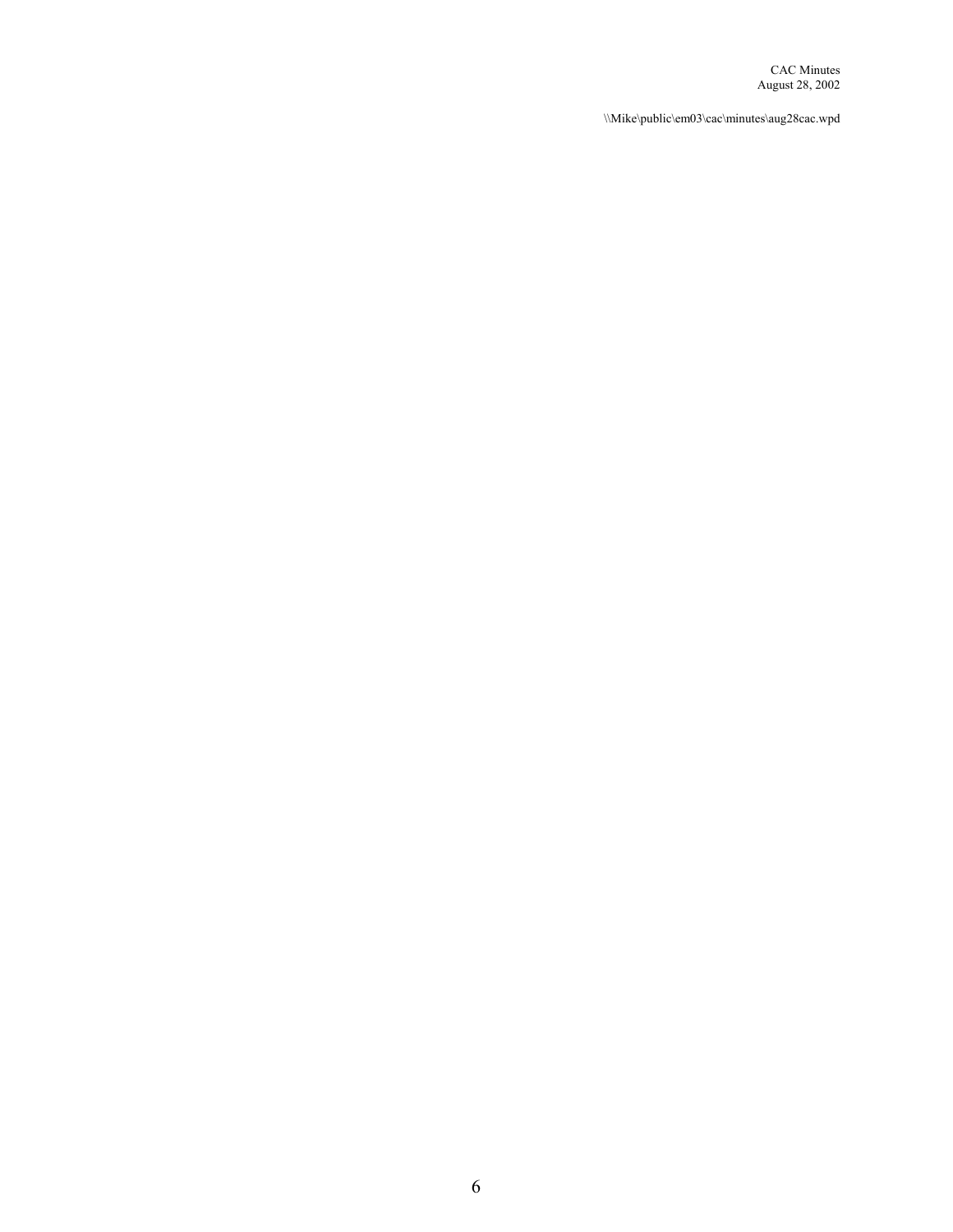\\Mike\public\em03\cac\minutes\aug28cac.wpd